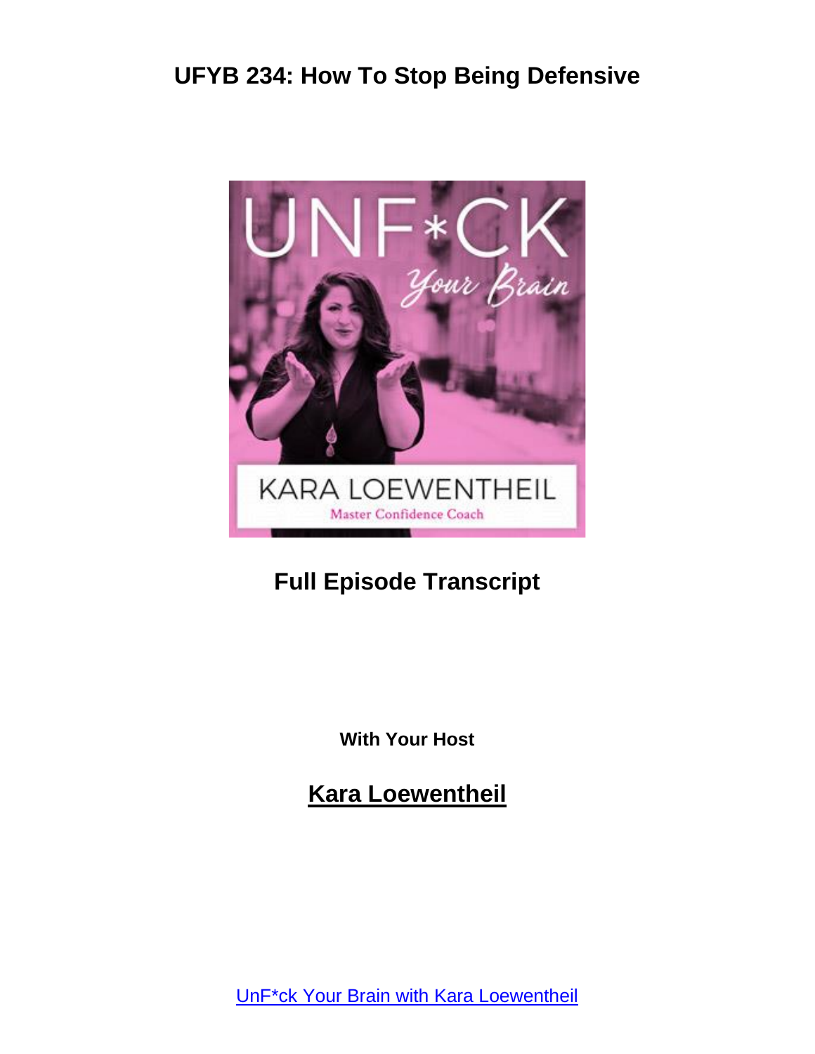# UFYB 234: How To Stop Being Defensive

## Full Episode Transcript

**With Your Host**

## Kara Loewentheil

[UnF*ck Your Brain with Kara Loewentheil](UnF*ck Your Brain with Kara Loewentheil)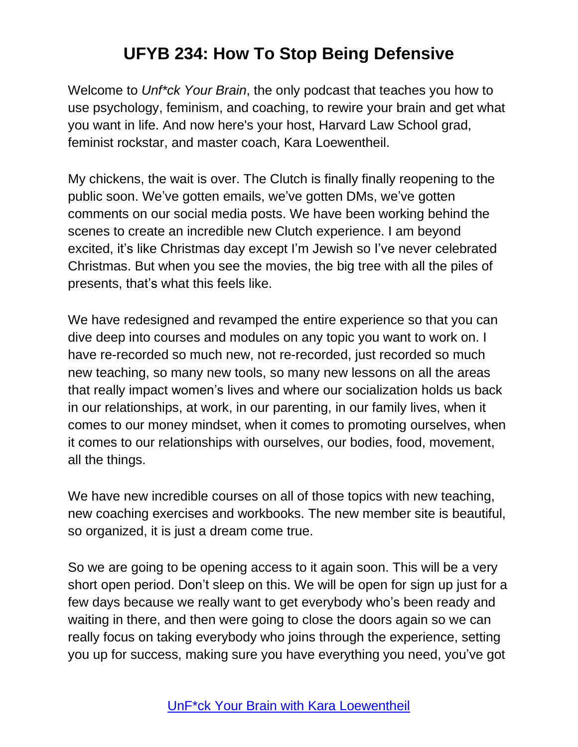# UFYB 234: How To Stop Being Defensive

Welcome to *Unf*ck Your Brain*, the only podcast that teaches you how to use psychology, feminism, and coaching, to rewire your brain and get what you want in life. And now here's your host, Harvard Law School grad, feminist rockstar, and master coach, Kara Loewentheil.

My chickens, the wait is over. The Clutch is finally finally reopening to the public soon. We've gotten emails, we've gotten DMs, we've gotten comments on our social media posts. We have been working behind the scenes to create an incredible new Clutch experience. I am beyond excited, it's like Christmas day except I'm Jewish so I've never celebrated Christmas. But when you see the movies, the big tree with all the piles of presents, that's what this feels like.

We have redesigned and revamped the entire experience so that you can dive deep into courses and modules on any topic you want to work on. I have re-recorded so much new, not re-recorded, just recorded so much new teaching, so many new tools, so many new lessons on all the areas that really impact women's lives and where our socialization holds us back in our relationships, at work, in our parenting, in our family lives, when it comes to our money mindset, when it comes to promoting ourselves, when it comes to our relationships with ourselves, our bodies, food, movement, all the things.

We have new incredible courses on all of those topics with new teaching, new coaching exercises and workbooks. The new member site is beautiful, so organized, it is just a dream come true.

So we are going to be opening access to it again soon. This will be a very short open period. Don't sleep on this. We will be open for sign up just for a few days because we really want to get everybody who's been ready and waiting in there, and then were going to close the doors again so we can really focus on taking everybody who joins through the experience, setting you up for success, making sure you have everything you need, you've got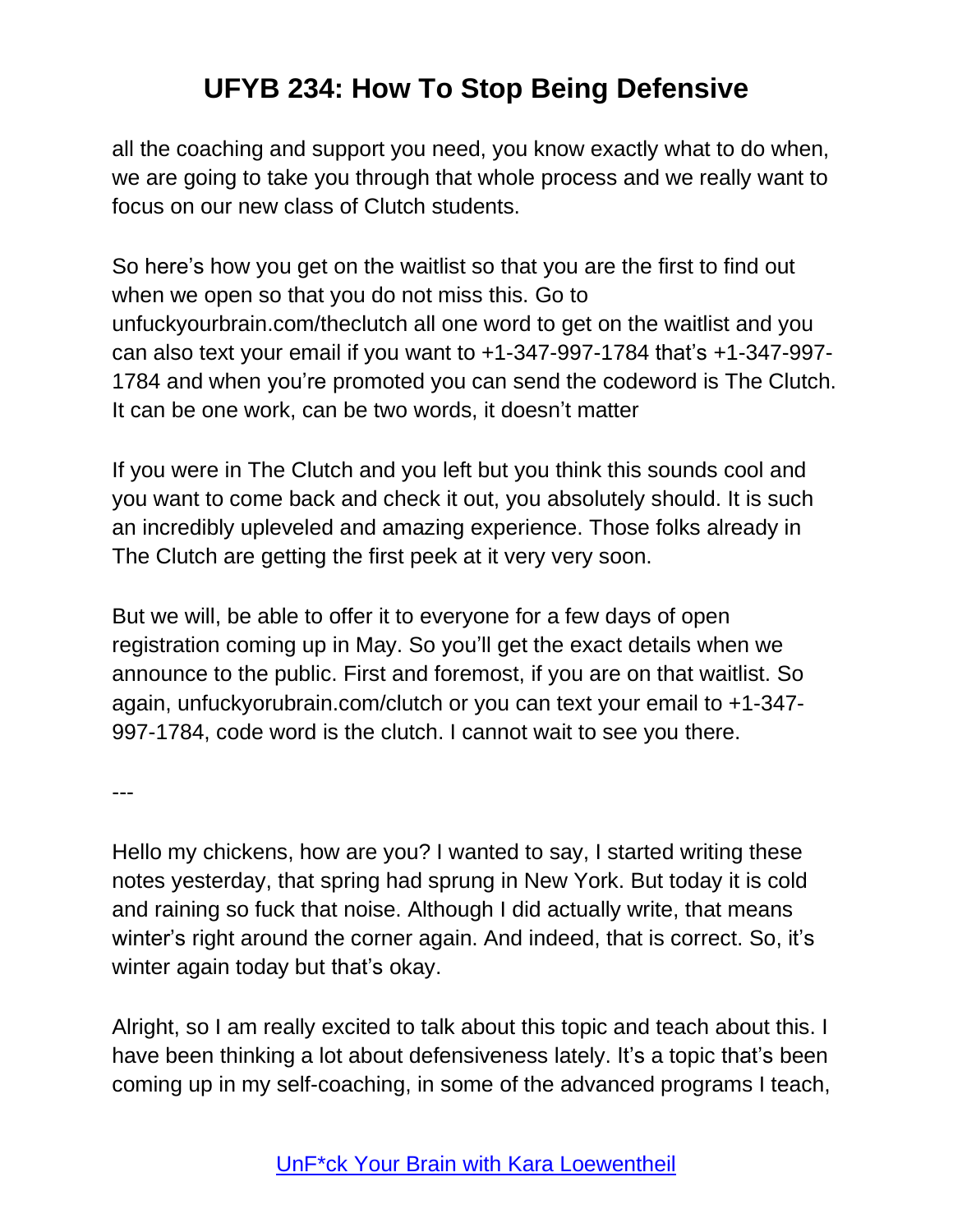all the coaching and support you need, you know exactly what to do when, we are going to take you through that whole process and we really want to focus on our new class of Clutch students.

So here's how you get on the waitlist so that you are the first to find out when we open so that you do not miss this. Go to unfuckyourbrain.com/theclutch all one word to get on the waitlist and you can also text your email if you want to +1-347-997-1784 that's +1-347-997-1784 and when you're promoted you can send the codeword is The Clutch. It can be one work, can be two words, it doesn't matter

If you were in The Clutch and you left but you think this sounds cool and you want to come back and check it out, you absolutely should. It is such an incredibly upleveled and amazing experience. Those folks already in The Clutch are getting the first peek at it very very soon.

But we will, be able to offer it to everyone for a few days of open registration coming up in May. So you'll get the exact details when we announce to the public. First and foremost, if you are on that waitlist. So again, unfuckyorubrain.com/clutch or you can text your email to +1-347-997-1784, code word is the clutch. I cannot wait to see you there.

---

Hello my chickens, how are you? I wanted to say, I started writing these notes yesterday, that spring had sprung in New York. But today it is cold and raining so fuck that noise. Although I did actually write, that means winter's right around the corner again. And indeed, that is correct. So, it's winter again today but that's okay.

Alright, so I am really excited to talk about this topic and teach about this. I have been thinking a lot about defensiveness lately. It's a topic that's been coming up in my self-coaching, in some of the advanced programs I teach,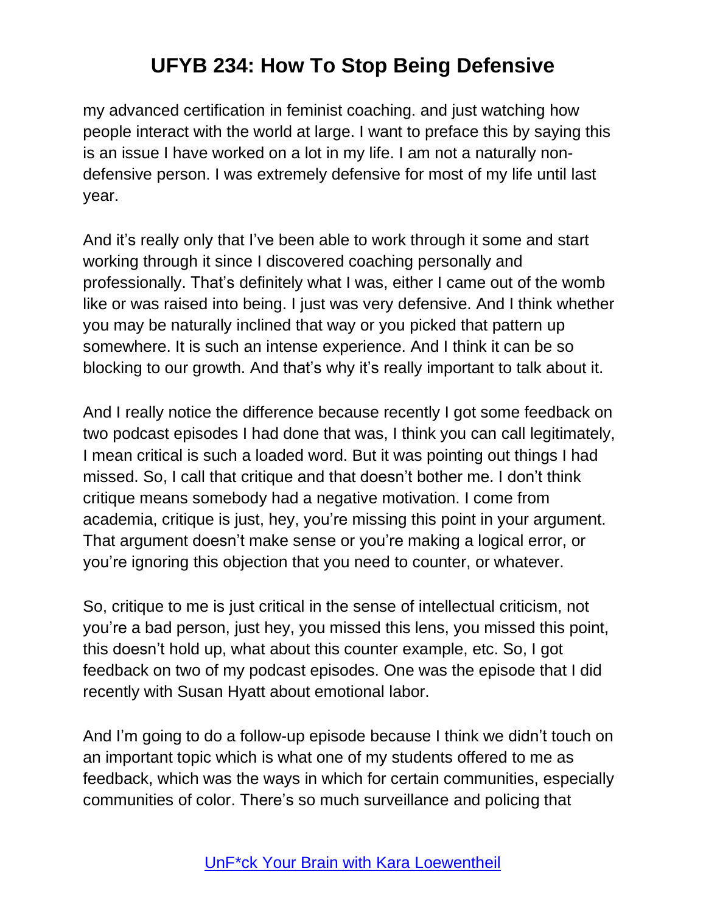my advanced certification in feminist coaching. and just watching how people interact with the world at large. I want to preface this by saying this is an issue I have worked on a lot in my life. I am not a naturally non-defensive person. I was extremely defensive for most of my life until last year.

And it's really only that I've been able to work through it some and start working through it since I discovered coaching personally and professionally. That's definitely what I was, either I came out of the womb like or was raised into being. I just was very defensive. And I think whether you may be naturally inclined that way or you picked that pattern up somewhere. It is such an intense experience. And I think it can be so blocking to our growth. And that's why it's really important to talk about it.

And I really notice the difference because recently I got some feedback on two podcast episodes I had done that was, I think you can call legitimately, I mean critical is such a loaded word. But it was pointing out things I had missed. So, I call that critique and that doesn't bother me. I don't think critique means somebody had a negative motivation. I come from academia, critique is just, hey, you're missing this point in your argument. That argument doesn't make sense or you're making a logical error, or you're ignoring this objection that you need to counter, or whatever.

So, critique to me is just critical in the sense of intellectual criticism, not you're a bad person, just hey, you missed this lens, you missed this point, this doesn't hold up, what about this counter example, etc. So, I got feedback on two of my podcast episodes. One was the episode that I did recently with Susan Hyatt about emotional labor.

And I'm going to do a follow-up episode because I think we didn't touch on an important topic which is what one of my students offered to me as feedback, which was the ways in which for certain communities, especially communities of color. There's so much surveillance and policing that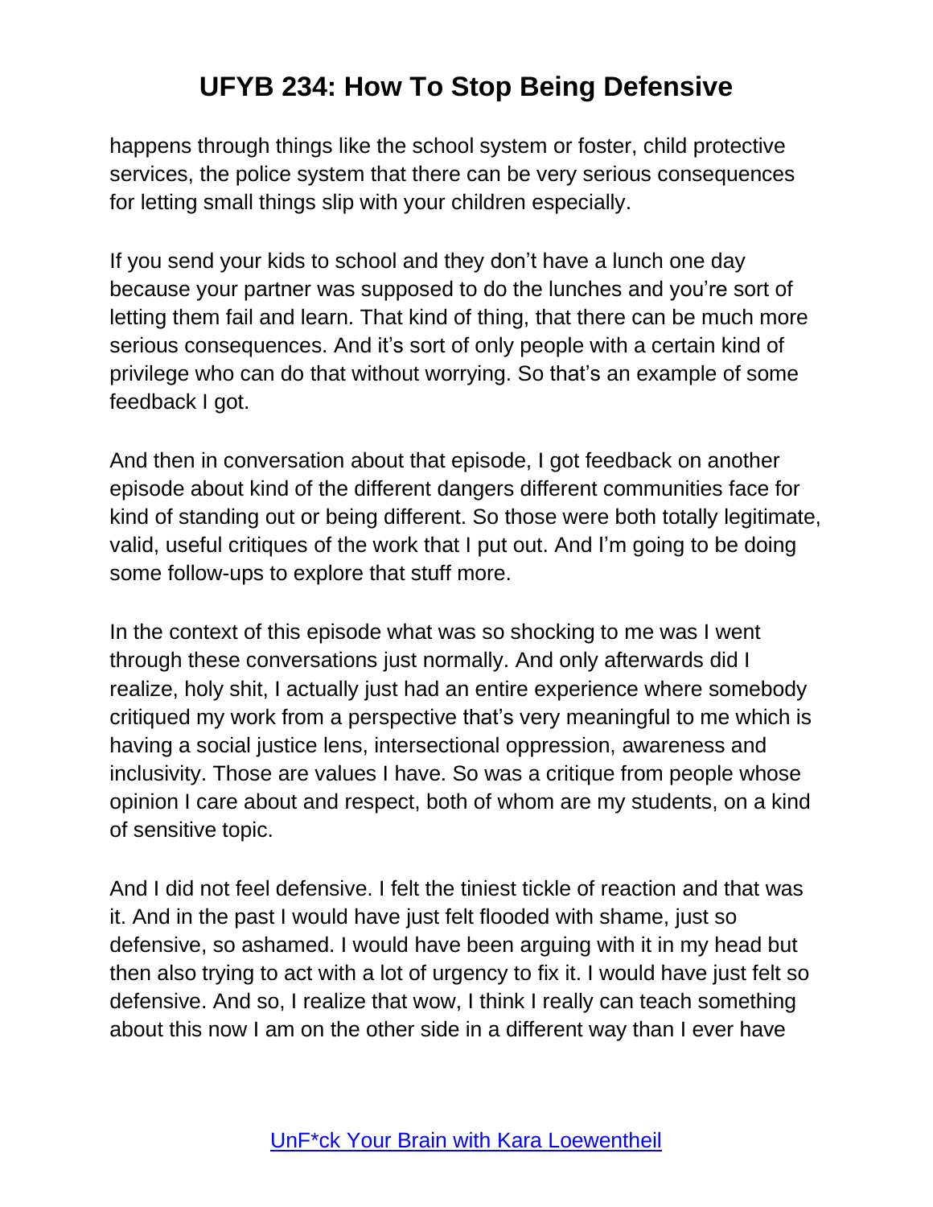happens through things like the school system or foster, child protective services, the police system that there can be very serious consequences for letting small things slip with your children especially.

If you send your kids to school and they don't have a lunch one day because your partner was supposed to do the lunches and you're sort of letting them fail and learn. That kind of thing, that there can be much more serious consequences. And it's sort of only people with a certain kind of privilege who can do that without worrying. So that's an example of some feedback I got.

And then in conversation about that episode, I got feedback on another episode about kind of the different dangers different communities face for kind of standing out or being different. So those were both totally legitimate, valid, useful critiques of the work that I put out. And I'm going to be doing some follow-ups to explore that stuff more.

In the context of this episode what was so shocking to me was I went through these conversations just normally. And only afterwards did I realize, holy shit, I actually just had an entire experience where somebody critiqued my work from a perspective that's very meaningful to me which is having a social justice lens, intersectional oppression, awareness and inclusivity. Those are values I have. So was a critique from people whose opinion I care about and respect, both of whom are my students, on a kind of sensitive topic.

And I did not feel defensive. I felt the tiniest tickle of reaction and that was it. And in the past I would have just felt flooded with shame, just so defensive, so ashamed. I would have been arguing with it in my head but then also trying to act with a lot of urgency to fix it. I would have just felt so defensive. And so, I realize that wow, I think I really can teach something about this now I am on the other side in a different way than I ever have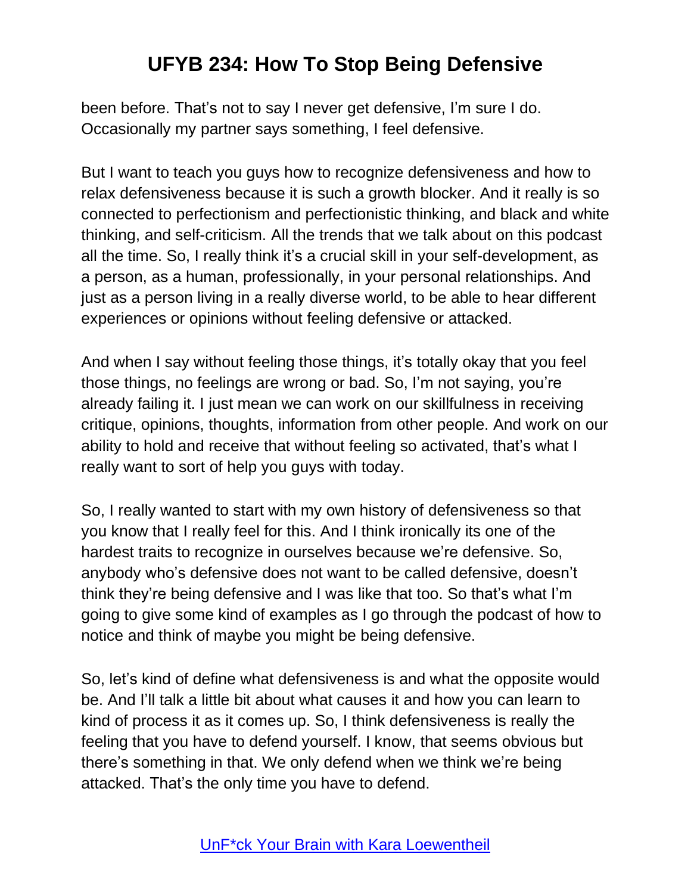been before. That's not to say I never get defensive, I'm sure I do. Occasionally my partner says something, I feel defensive.

But I want to teach you guys how to recognize defensiveness and how to relax defensiveness because it is such a growth blocker. And it really is so connected to perfectionism and perfectionistic thinking, and black and white thinking, and self-criticism. All the trends that we talk about on this podcast all the time. So, I really think it's a crucial skill in your self-development, as a person, as a human, professionally, in your personal relationships. And just as a person living in a really diverse world, to be able to hear different experiences or opinions without feeling defensive or attacked.

And when I say without feeling those things, it's totally okay that you feel those things, no feelings are wrong or bad. So, I'm not saying, you're already failing it. I just mean we can work on our skillfulness in receiving critique, opinions, thoughts, information from other people. And work on our ability to hold and receive that without feeling so activated, that's what I really want to sort of help you guys with today.

So, I really wanted to start with my own history of defensiveness so that you know that I really feel for this. And I think ironically its one of the hardest traits to recognize in ourselves because we're defensive. So, anybody who's defensive does not want to be called defensive, doesn't think they're being defensive and I was like that too. So that's what I'm going to give some kind of examples as I go through the podcast of how to notice and think of maybe you might be being defensive.

So, let's kind of define what defensiveness is and what the opposite would be. And I'll talk a little bit about what causes it and how you can learn to kind of process it as it comes up. So, I think defensiveness is really the feeling that you have to defend yourself. I know, that seems obvious but there's something in that. We only defend when we think we're being attacked. That's the only time you have to defend.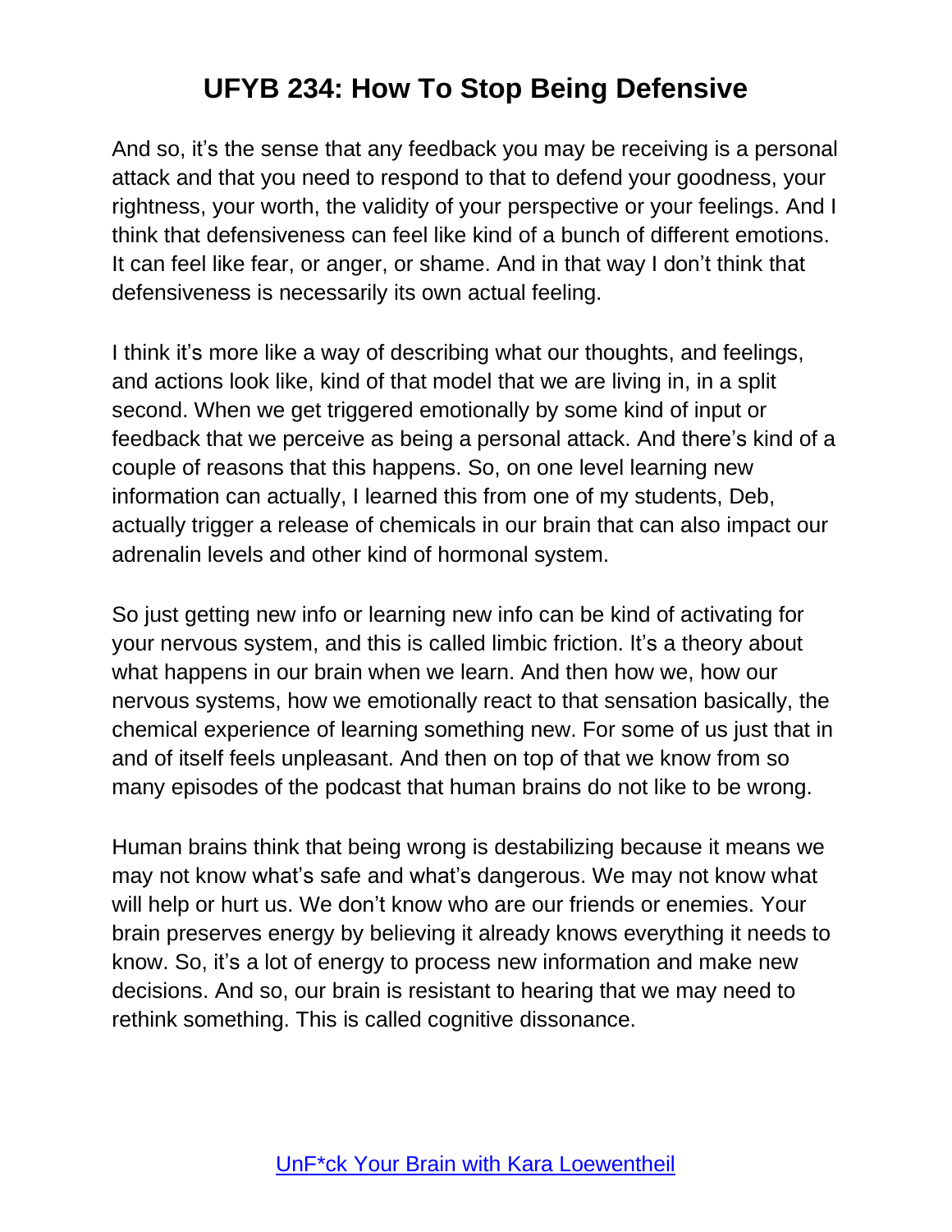And so, it's the sense that any feedback you may be receiving is a personal attack and that you need to respond to that to defend your goodness, your rightness, your worth, the validity of your perspective or your feelings. And I think that defensiveness can feel like kind of a bunch of different emotions. It can feel like fear, or anger, or shame. And in that way I don't think that defensiveness is necessarily its own actual feeling.

I think it's more like a way of describing what our thoughts, and feelings, and actions look like, kind of that model that we are living in, in a split second. When we get triggered emotionally by some kind of input or feedback that we perceive as being a personal attack. And there's kind of a couple of reasons that this happens. So, on one level learning new information can actually, I learned this from one of my students, Deb, actually trigger a release of chemicals in our brain that can also impact our adrenalin levels and other kind of hormonal system.

So just getting new info or learning new info can be kind of activating for your nervous system, and this is called limbic friction. It's a theory about what happens in our brain when we learn. And then how we, how our nervous systems, how we emotionally react to that sensation basically, the chemical experience of learning something new. For some of us just that in and of itself feels unpleasant. And then on top of that we know from so many episodes of the podcast that human brains do not like to be wrong.

Human brains think that being wrong is destabilizing because it means we may not know what's safe and what's dangerous. We may not know what will help or hurt us. We don't know who are our friends or enemies. Your brain preserves energy by believing it already knows everything it needs to know. So, it's a lot of energy to process new information and make new decisions. And so, our brain is resistant to hearing that we may need to rethink something. This is called cognitive dissonance.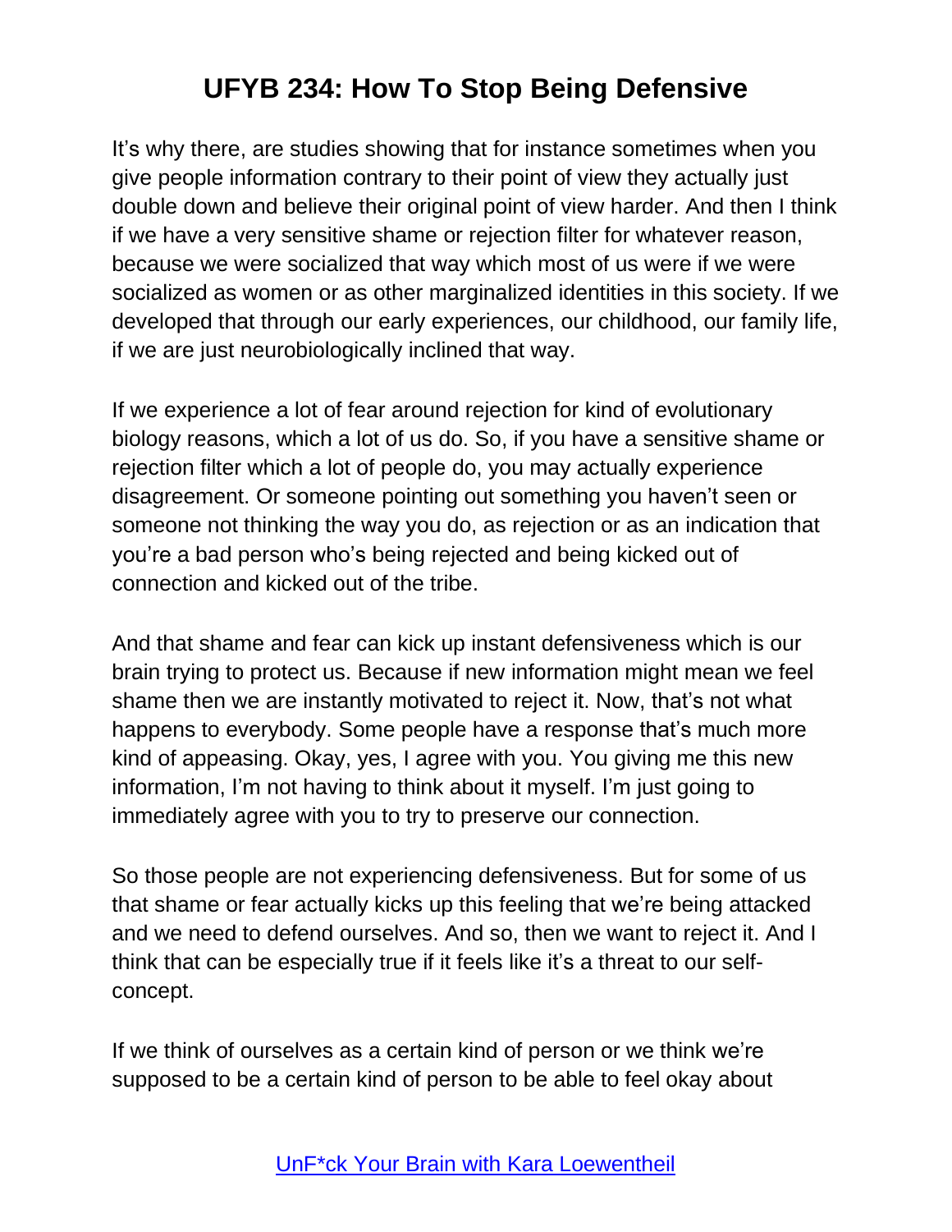It's why there, are studies showing that for instance sometimes when you give people information contrary to their point of view they actually just double down and believe their original point of view harder. And then I think if we have a very sensitive shame or rejection filter for whatever reason, because we were socialized that way which most of us were if we were socialized as women or as other marginalized identities in this society. If we developed that through our early experiences, our childhood, our family life, if we are just neurobiologically inclined that way.

If we experience a lot of fear around rejection for kind of evolutionary biology reasons, which a lot of us do. So, if you have a sensitive shame or rejection filter which a lot of people do, you may actually experience disagreement. Or someone pointing out something you haven't seen or someone not thinking the way you do, as rejection or as an indication that you're a bad person who's being rejected and being kicked out of connection and kicked out of the tribe.

And that shame and fear can kick up instant defensiveness which is our brain trying to protect us. Because if new information might mean we feel shame then we are instantly motivated to reject it. Now, that's not what happens to everybody. Some people have a response that's much more kind of appeasing. Okay, yes, I agree with you. You giving me this new information, I'm not having to think about it myself. I'm just going to immediately agree with you to try to preserve our connection.

So those people are not experiencing defensiveness. But for some of us that shame or fear actually kicks up this feeling that we're being attacked and we need to defend ourselves. And so, then we want to reject it. And I think that can be especially true if it feels like it's a threat to our self-concept.

If we think of ourselves as a certain kind of person or we think we're supposed to be a certain kind of person to be able to feel okay about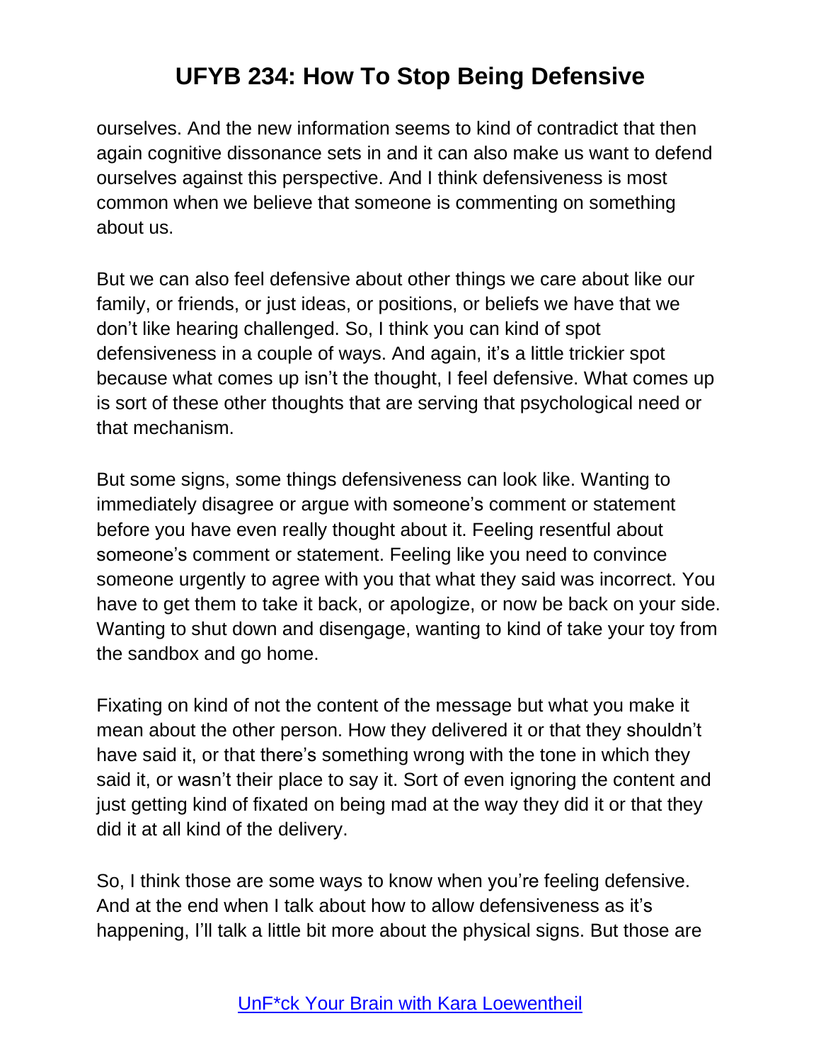ourselves. And the new information seems to kind of contradict that then again cognitive dissonance sets in and it can also make us want to defend ourselves against this perspective. And I think defensiveness is most common when we believe that someone is commenting on something about us.

But we can also feel defensive about other things we care about like our family, or friends, or just ideas, or positions, or beliefs we have that we don't like hearing challenged. So, I think you can kind of spot defensiveness in a couple of ways. And again, it's a little trickier spot because what comes up isn't the thought, I feel defensive. What comes up is sort of these other thoughts that are serving that psychological need or that mechanism.

But some signs, some things defensiveness can look like. Wanting to immediately disagree or argue with someone's comment or statement before you have even really thought about it. Feeling resentful about someone's comment or statement. Feeling like you need to convince someone urgently to agree with you that what they said was incorrect. You have to get them to take it back, or apologize, or now be back on your side. Wanting to shut down and disengage, wanting to kind of take your toy from the sandbox and go home.

Fixating on kind of not the content of the message but what you make it mean about the other person. How they delivered it or that they shouldn't have said it, or that there's something wrong with the tone in which they said it, or wasn't their place to say it. Sort of even ignoring the content and just getting kind of fixated on being mad at the way they did it or that they did it at all kind of the delivery.

So, I think those are some ways to know when you're feeling defensive. And at the end when I talk about how to allow defensiveness as it's happening, I'll talk a little bit more about the physical signs. But those are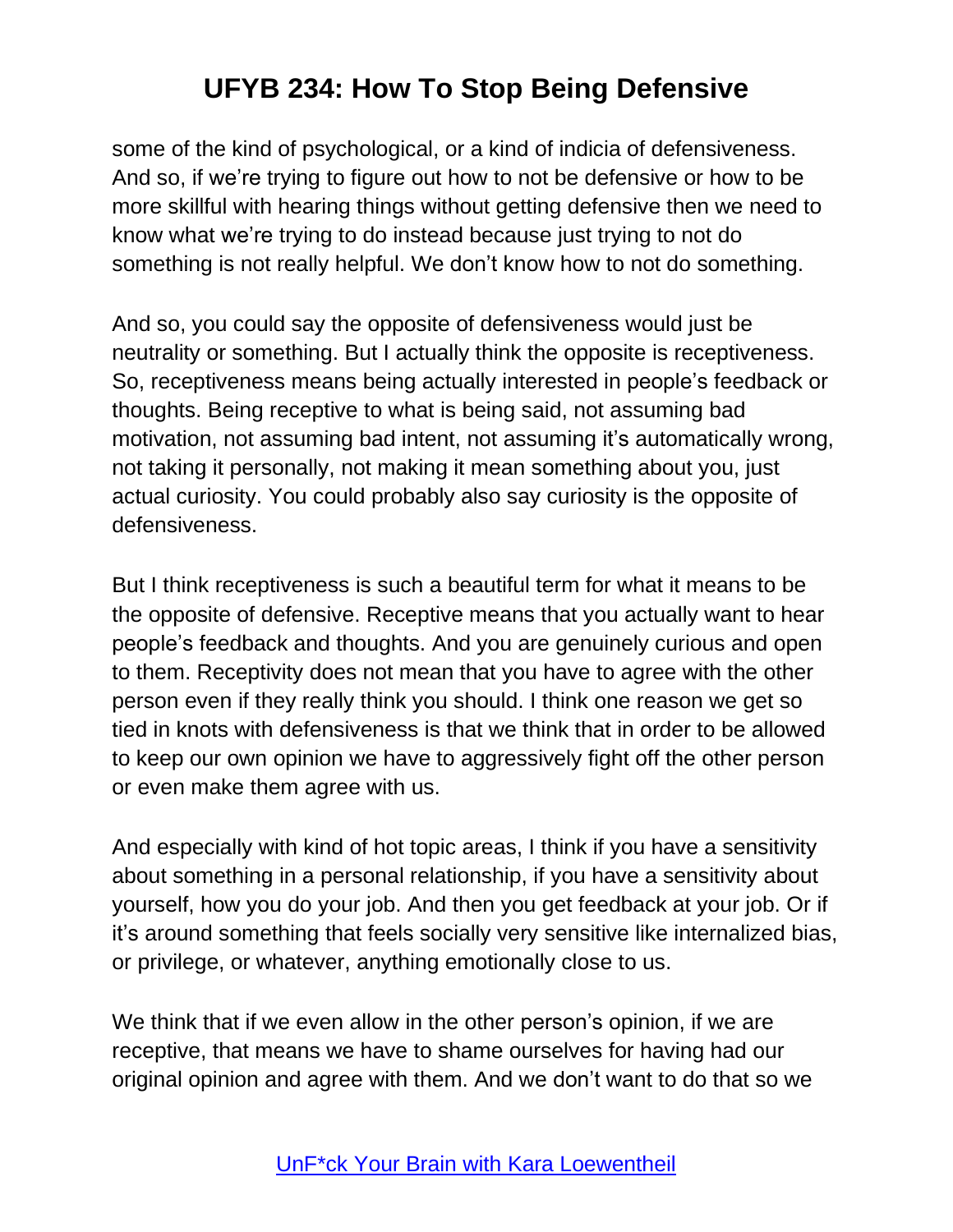some of the kind of psychological, or a kind of indicia of defensiveness. And so, if we're trying to figure out how to not be defensive or how to be more skillful with hearing things without getting defensive then we need to know what we're trying to do instead because just trying to not do something is not really helpful. We don't know how to not do something.

And so, you could say the opposite of defensiveness would just be neutrality or something. But I actually think the opposite is receptiveness. So, receptiveness means being actually interested in people's feedback or thoughts. Being receptive to what is being said, not assuming bad motivation, not assuming bad intent, not assuming it's automatically wrong, not taking it personally, not making it mean something about you, just actual curiosity. You could probably also say curiosity is the opposite of defensiveness.

But I think receptiveness is such a beautiful term for what it means to be the opposite of defensive. Receptive means that you actually want to hear people's feedback and thoughts. And you are genuinely curious and open to them. Receptivity does not mean that you have to agree with the other person even if they really think you should. I think one reason we get so tied in knots with defensiveness is that we think that in order to be allowed to keep our own opinion we have to aggressively fight off the other person or even make them agree with us.

And especially with kind of hot topic areas, I think if you have a sensitivity about something in a personal relationship, if you have a sensitivity about yourself, how you do your job. And then you get feedback at your job. Or if it's around something that feels socially very sensitive like internalized bias, or privilege, or whatever, anything emotionally close to us.

We think that if we even allow in the other person's opinion, if we are receptive, that means we have to shame ourselves for having had our original opinion and agree with them. And we don't want to do that so we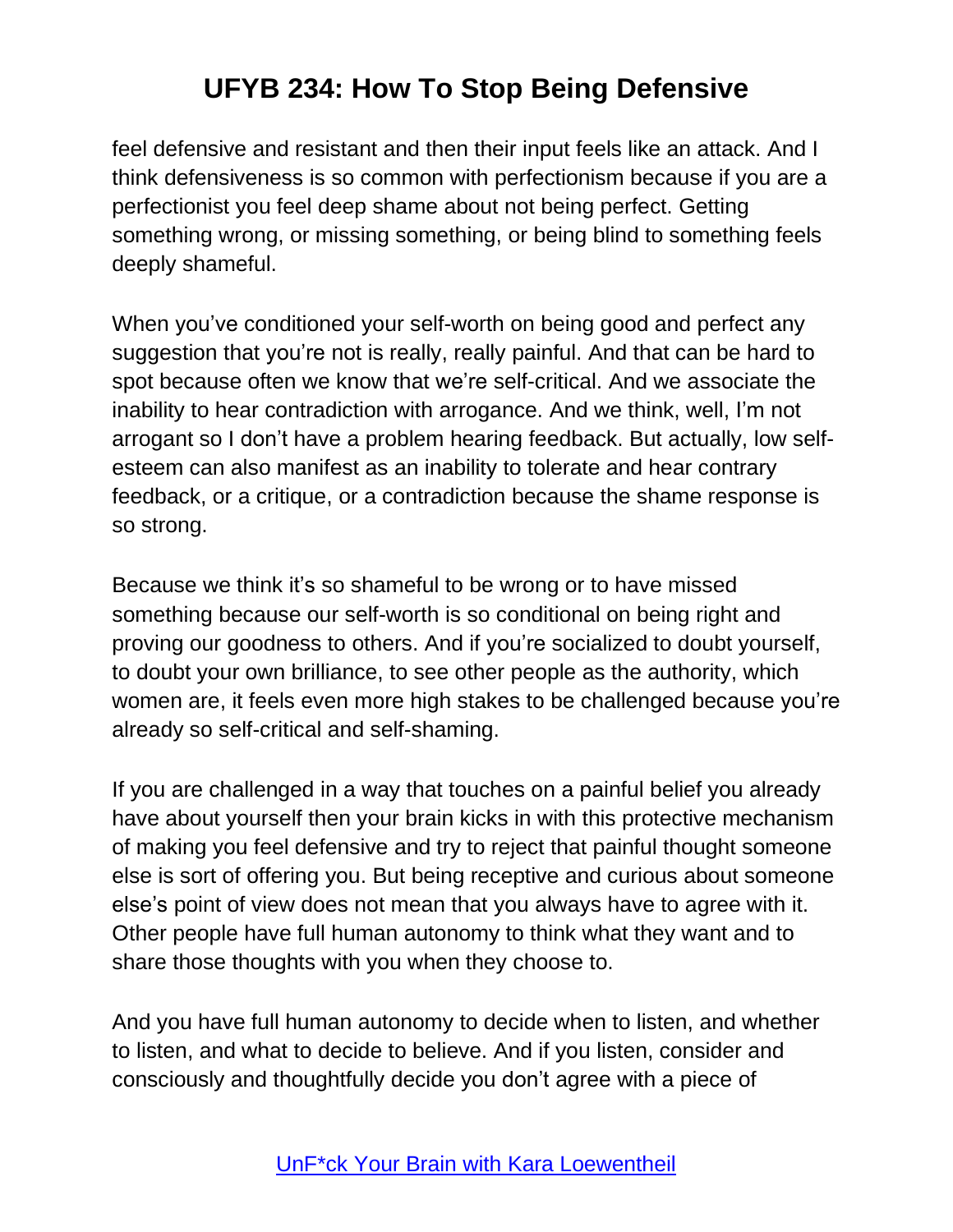feel defensive and resistant and then their input feels like an attack. And I think defensiveness is so common with perfectionism because if you are a perfectionist you feel deep shame about not being perfect. Getting something wrong, or missing something, or being blind to something feels deeply shameful.

When you've conditioned your self-worth on being good and perfect any suggestion that you're not is really, really painful. And that can be hard to spot because often we know that we're self-critical. And we associate the inability to hear contradiction with arrogance. And we think, well, I'm not arrogant so I don't have a problem hearing feedback. But actually, low self-esteem can also manifest as an inability to tolerate and hear contrary feedback, or a critique, or a contradiction because the shame response is so strong.

Because we think it's so shameful to be wrong or to have missed something because our self-worth is so conditional on being right and proving our goodness to others. And if you're socialized to doubt yourself, to doubt your own brilliance, to see other people as the authority, which women are, it feels even more high stakes to be challenged because you're already so self-critical and self-shaming.

If you are challenged in a way that touches on a painful belief you already have about yourself then your brain kicks in with this protective mechanism of making you feel defensive and try to reject that painful thought someone else is sort of offering you. But being receptive and curious about someone else's point of view does not mean that you always have to agree with it. Other people have full human autonomy to think what they want and to share those thoughts with you when they choose to.

And you have full human autonomy to decide when to listen, and whether to listen, and what to decide to believe. And if you listen, consider and consciously and thoughtfully decide you don't agree with a piece of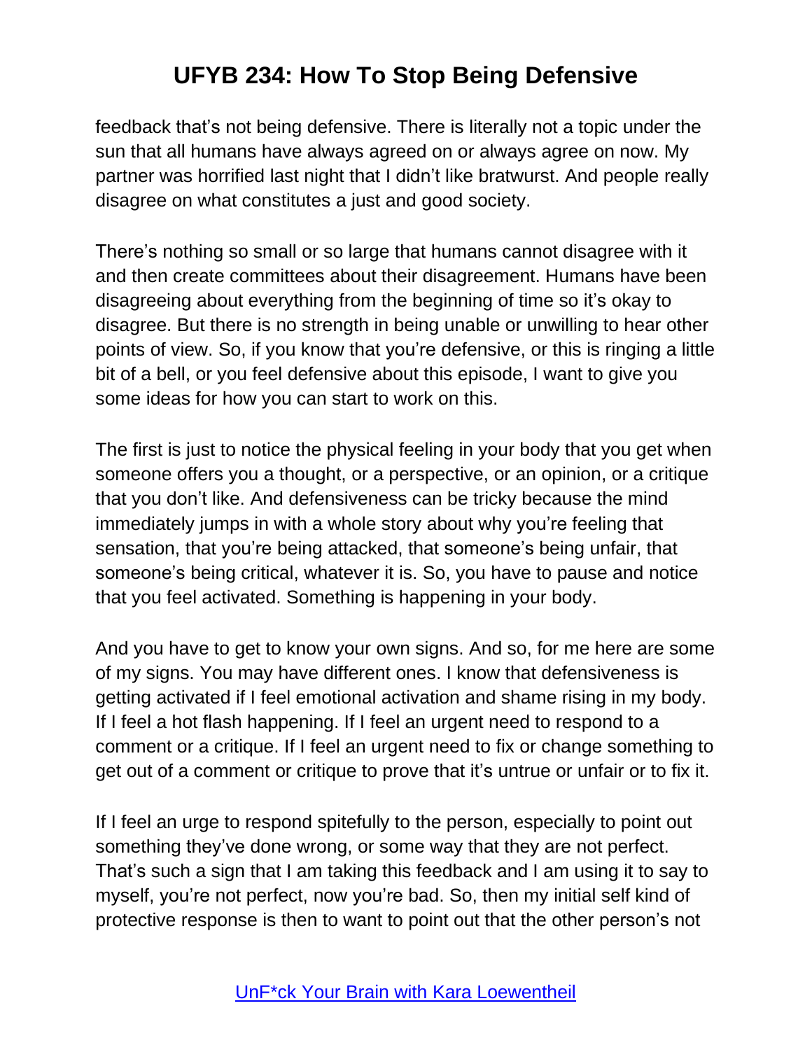feedback that's not being defensive. There is literally not a topic under the sun that all humans have always agreed on or always agree on now. My partner was horrified last night that I didn't like bratwurst. And people really disagree on what constitutes a just and good society.

There's nothing so small or so large that humans cannot disagree with it and then create committees about their disagreement. Humans have been disagreeing about everything from the beginning of time so it's okay to disagree. But there is no strength in being unable or unwilling to hear other points of view. So, if you know that you're defensive, or this is ringing a little bit of a bell, or you feel defensive about this episode, I want to give you some ideas for how you can start to work on this.

The first is just to notice the physical feeling in your body that you get when someone offers you a thought, or a perspective, or an opinion, or a critique that you don't like. And defensiveness can be tricky because the mind immediately jumps in with a whole story about why you're feeling that sensation, that you're being attacked, that someone's being unfair, that someone's being critical, whatever it is. So, you have to pause and notice that you feel activated. Something is happening in your body.

And you have to get to know your own signs. And so, for me here are some of my signs. You may have different ones. I know that defensiveness is getting activated if I feel emotional activation and shame rising in my body. If I feel a hot flash happening. If I feel an urgent need to respond to a comment or a critique. If I feel an urgent need to fix or change something to get out of a comment or critique to prove that it's untrue or unfair or to fix it.

If I feel an urge to respond spitefully to the person, especially to point out something they've done wrong, or some way that they are not perfect. That's such a sign that I am taking this feedback and I am using it to say to myself, you're not perfect, now you're bad. So, then my initial self kind of protective response is then to want to point out that the other person's not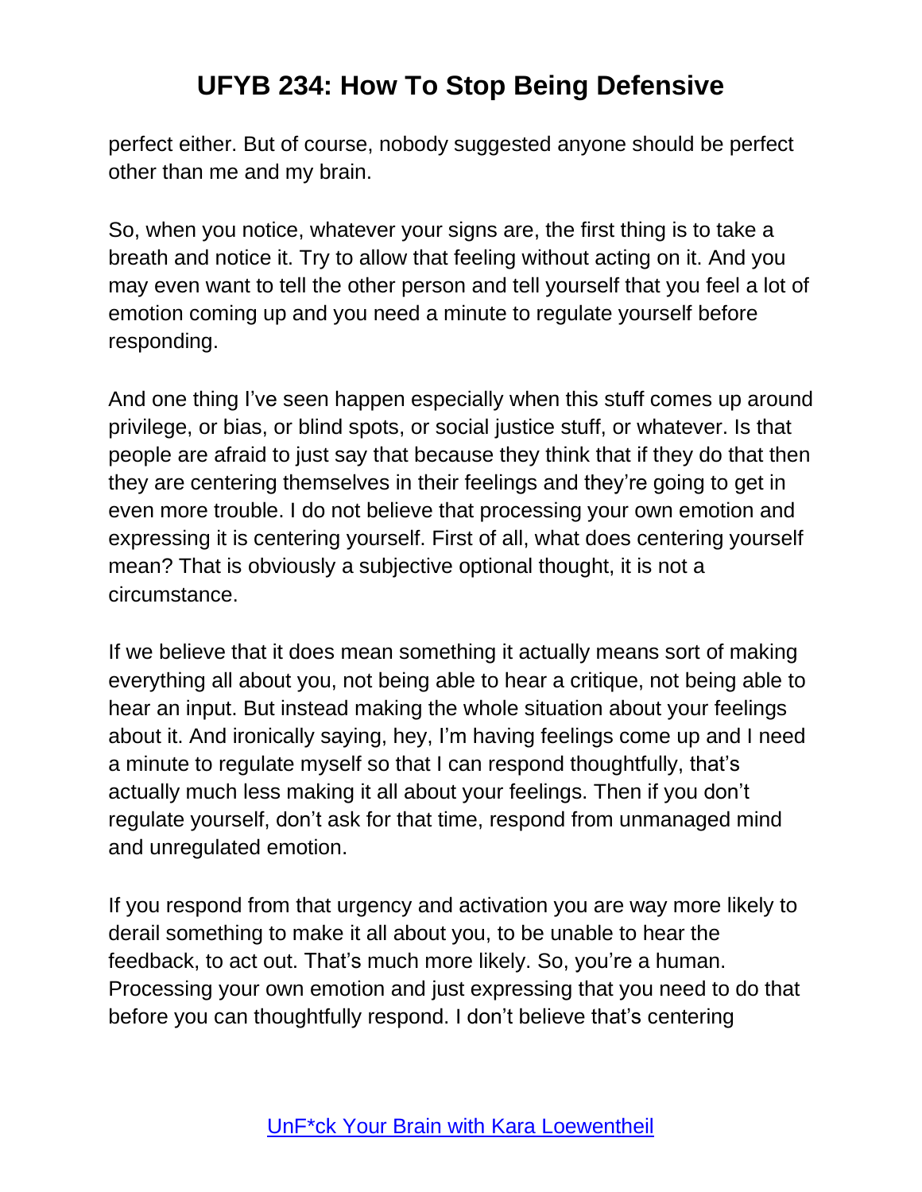perfect either. But of course, nobody suggested anyone should be perfect other than me and my brain.

So, when you notice, whatever your signs are, the first thing is to take a breath and notice it. Try to allow that feeling without acting on it. And you may even want to tell the other person and tell yourself that you feel a lot of emotion coming up and you need a minute to regulate yourself before responding.

And one thing I've seen happen especially when this stuff comes up around privilege, or bias, or blind spots, or social justice stuff, or whatever. Is that people are afraid to just say that because they think that if they do that then they are centering themselves in their feelings and they're going to get in even more trouble. I do not believe that processing your own emotion and expressing it is centering yourself. First of all, what does centering yourself mean? That is obviously a subjective optional thought, it is not a circumstance.

If we believe that it does mean something it actually means sort of making everything all about you, not being able to hear a critique, not being able to hear an input. But instead making the whole situation about your feelings about it. And ironically saying, hey, I'm having feelings come up and I need a minute to regulate myself so that I can respond thoughtfully, that's actually much less making it all about your feelings. Then if you don't regulate yourself, don't ask for that time, respond from unmanaged mind and unregulated emotion.

If you respond from that urgency and activation you are way more likely to derail something to make it all about you, to be unable to hear the feedback, to act out. That's much more likely. So, you're a human. Processing your own emotion and just expressing that you need to do that before you can thoughtfully respond. I don't believe that's centering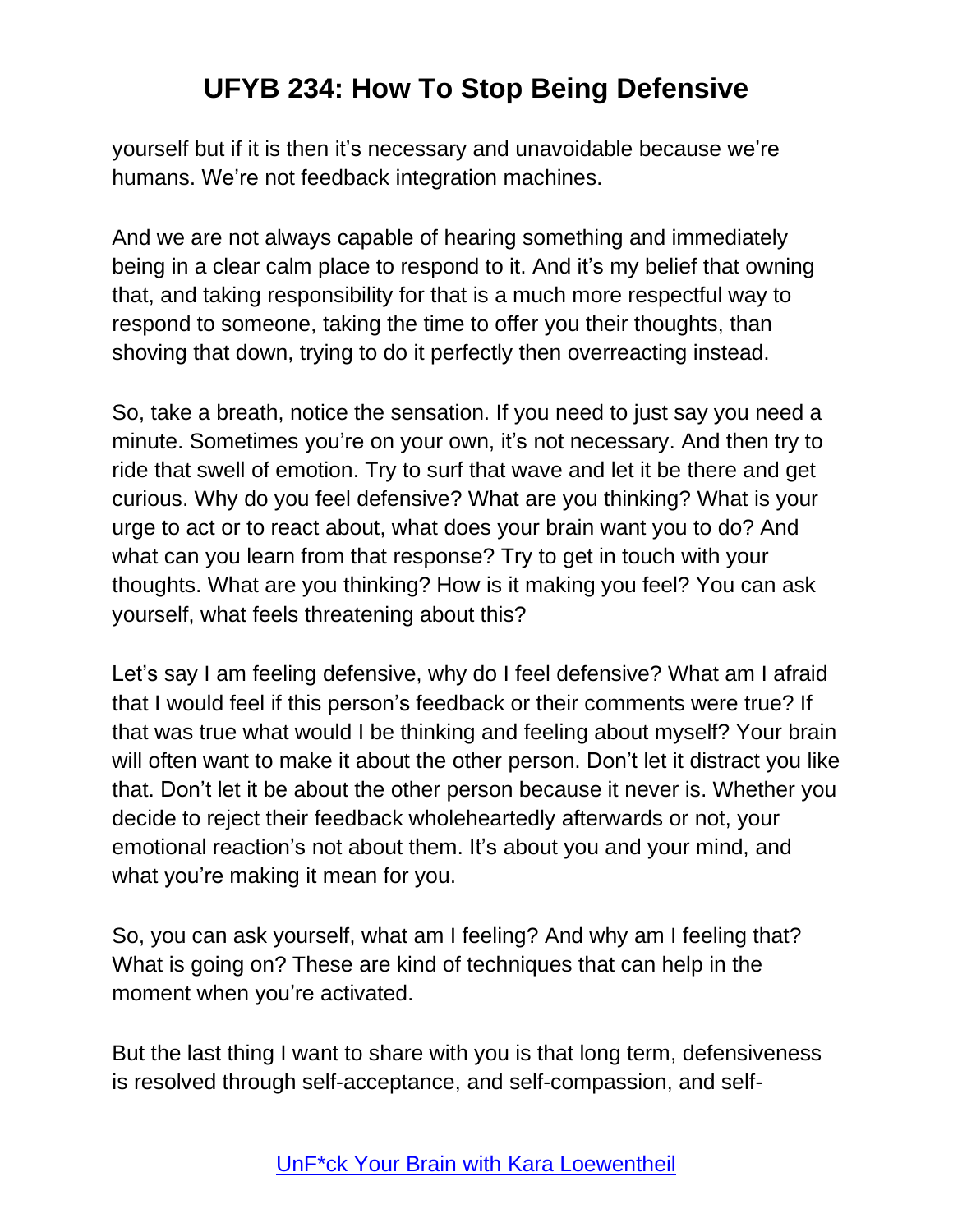yourself but if it is then it's necessary and unavoidable because we're humans. We're not feedback integration machines.

And we are not always capable of hearing something and immediately being in a clear calm place to respond to it. And it's my belief that owning that, and taking responsibility for that is a much more respectful way to respond to someone, taking the time to offer you their thoughts, than shoving that down, trying to do it perfectly then overreacting instead.

So, take a breath, notice the sensation. If you need to just say you need a minute. Sometimes you're on your own, it's not necessary. And then try to ride that swell of emotion. Try to surf that wave and let it be there and get curious. Why do you feel defensive? What are you thinking? What is your urge to act or to react about, what does your brain want you to do? And what can you learn from that response? Try to get in touch with your thoughts. What are you thinking? How is it making you feel? You can ask yourself, what feels threatening about this?

Let's say I am feeling defensive, why do I feel defensive? What am I afraid that I would feel if this person's feedback or their comments were true? If that was true what would I be thinking and feeling about myself? Your brain will often want to make it about the other person. Don't let it distract you like that. Don't let it be about the other person because it never is. Whether you decide to reject their feedback wholeheartedly afterwards or not, your emotional reaction's not about them. It's about you and your mind, and what you're making it mean for you.

So, you can ask yourself, what am I feeling? And why am I feeling that? What is going on? These are kind of techniques that can help in the moment when you're activated.

But the last thing I want to share with you is that long term, defensiveness is resolved through self-acceptance, and self-compassion, and self-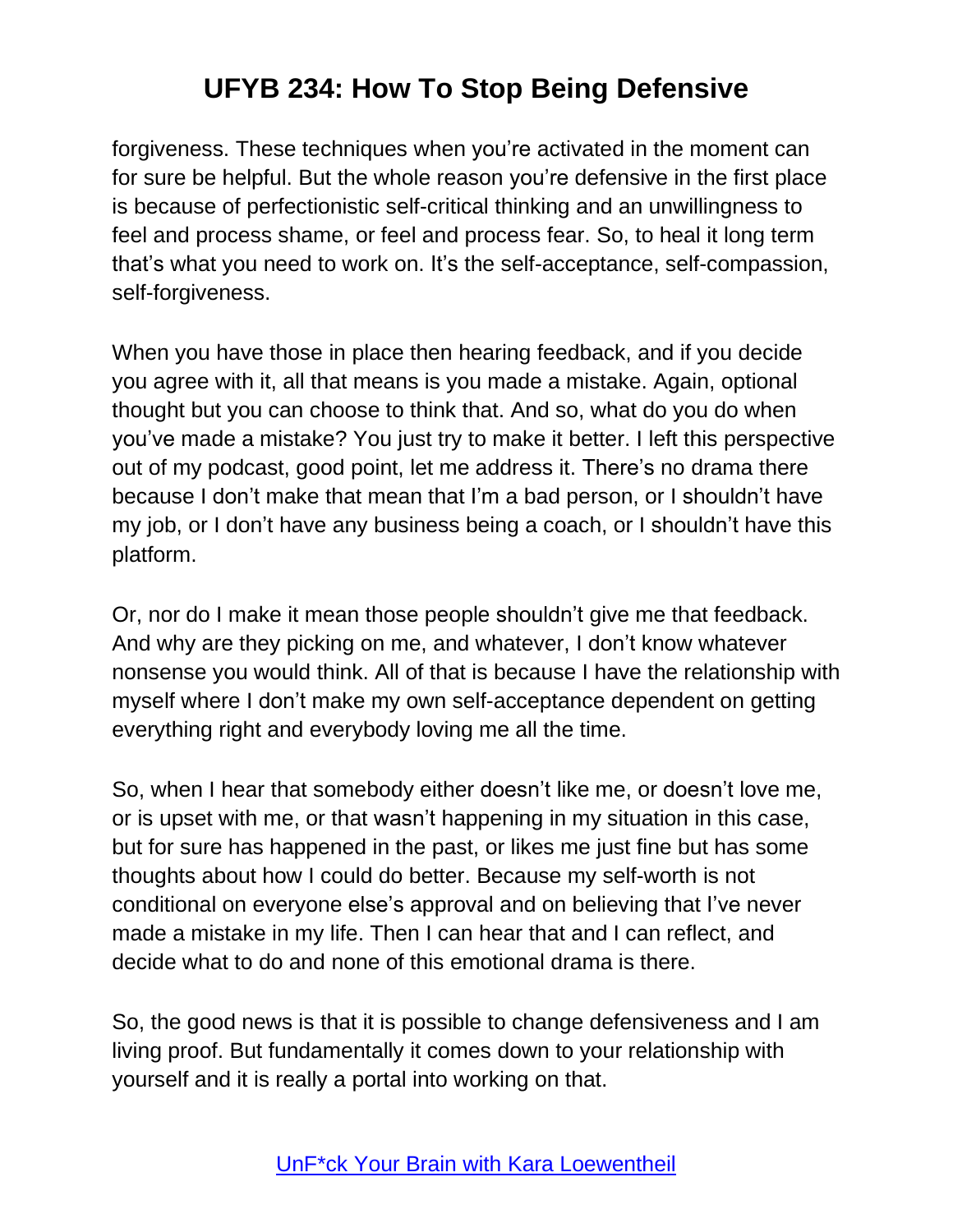forgiveness. These techniques when you're activated in the moment can for sure be helpful. But the whole reason you're defensive in the first place is because of perfectionistic self-critical thinking and an unwillingness to feel and process shame, or feel and process fear. So, to heal it long term that's what you need to work on. It's the self-acceptance, self-compassion, self-forgiveness.

When you have those in place then hearing feedback, and if you decide you agree with it, all that means is you made a mistake. Again, optional thought but you can choose to think that. And so, what do you do when you've made a mistake? You just try to make it better. I left this perspective out of my podcast, good point, let me address it. There's no drama there because I don't make that mean that I'm a bad person, or I shouldn't have my job, or I don't have any business being a coach, or I shouldn't have this platform.

Or, nor do I make it mean those people shouldn't give me that feedback. And why are they picking on me, and whatever, I don't know whatever nonsense you would think. All of that is because I have the relationship with myself where I don't make my own self-acceptance dependent on getting everything right and everybody loving me all the time.

So, when I hear that somebody either doesn't like me, or doesn't love me, or is upset with me, or that wasn't happening in my situation in this case, but for sure has happened in the past, or likes me just fine but has some thoughts about how I could do better. Because my self-worth is not conditional on everyone else's approval and on believing that I've never made a mistake in my life. Then I can hear that and I can reflect, and decide what to do and none of this emotional drama is there.

So, the good news is that it is possible to change defensiveness and I am living proof. But fundamentally it comes down to your relationship with yourself and it is really a portal into working on that.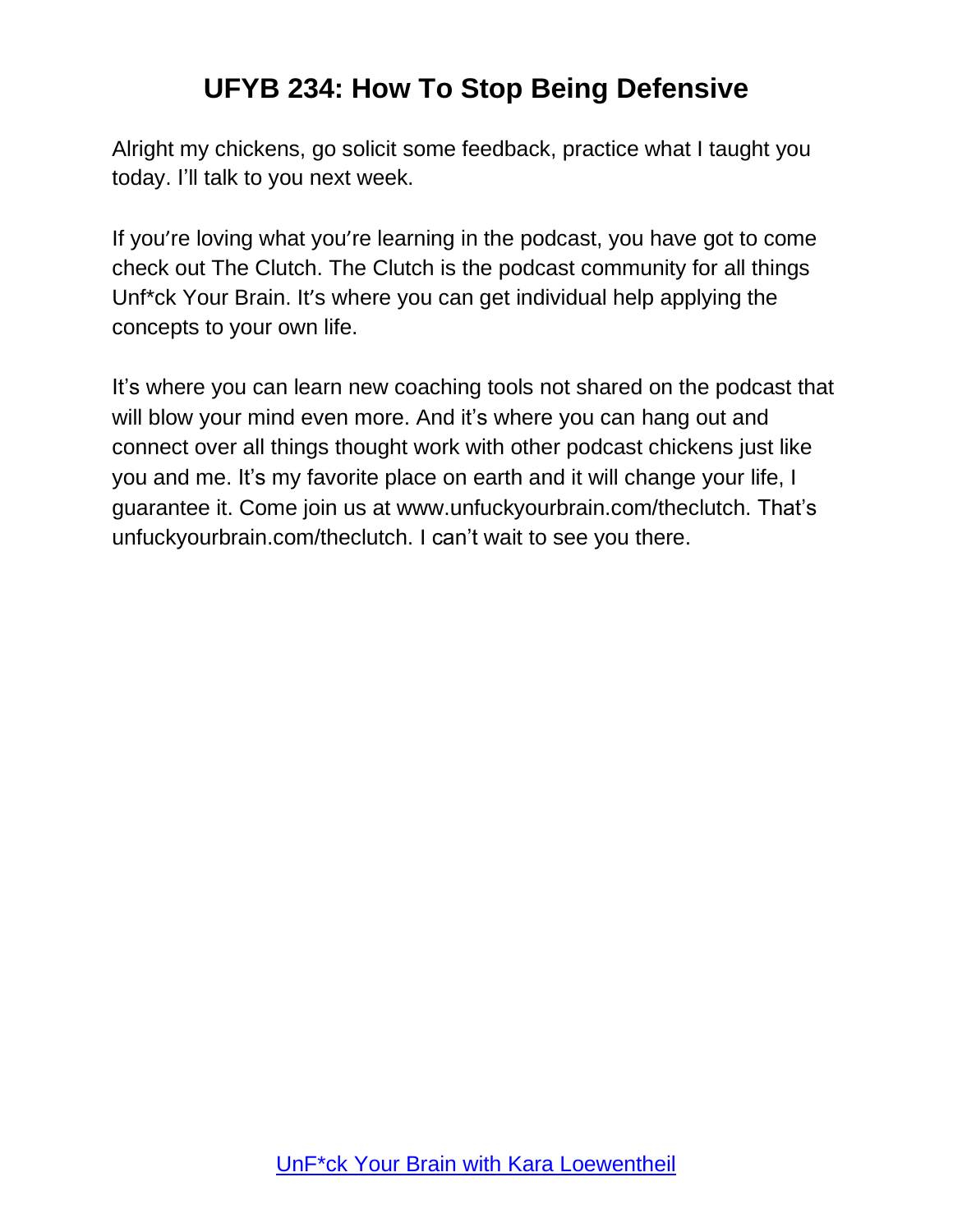Alright my chickens, go solicit some feedback, practice what I taught you today. I'll talk to you next week.

If you're loving what you're learning in the podcast, you have got to come check out The Clutch. The Clutch is the podcast community for all things Unf*ck Your Brain. It's where you can get individual help applying the concepts to your own life.

It's where you can learn new coaching tools not shared on the podcast that will blow your mind even more. And it's where you can hang out and connect over all things thought work with other podcast chickens just like you and me. It's my favorite place on earth and it will change your life, I guarantee it. Come join us at www.unfuckyourbrain.com/theclutch. That's unfuckyourbrain.com/theclutch. I can't wait to see you there.